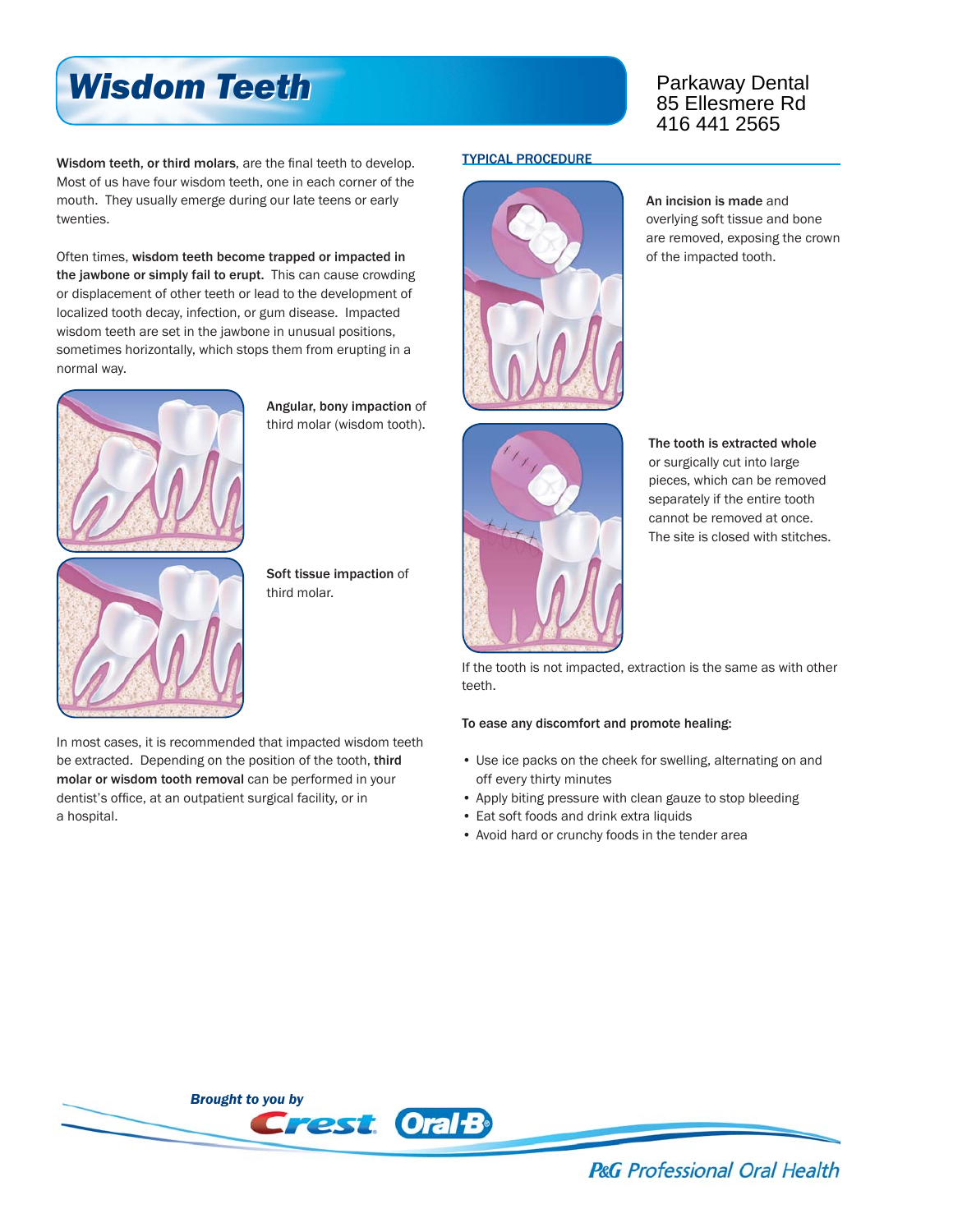# Wisdom Teeth

Parkaway Dental
85 Ellesmere Rd
416 441 2565

**Wisdom teeth, or third molars**, are the final teeth to develop. Most of us have four wisdom teeth, one in each corner of the mouth. They usually emerge during our late teens or early twenties.

Often times, **wisdom teeth become trapped or impacted in the jawbone or simply fail to erupt.** This can cause crowding or displacement of other teeth or lead to the development of localized tooth decay, infection, or gum disease. Impacted wisdom teeth are set in the jawbone in unusual positions, sometimes horizontally, which stops them from erupting in a normal way.

**Angular, bony impaction** of third molar (wisdom tooth).

**Soft tissue impaction** of third molar.

In most cases, it is recommended that impacted wisdom teeth be extracted. Depending on the position of the tooth, **third molar or wisdom tooth removal** can be performed in your dentist's office, at an outpatient surgical facility, or in a hospital.

## TYPICAL PROCEDURE

**An incision is made** and overlying soft tissue and bone are removed, exposing the crown of the impacted tooth.

**The tooth is extracted whole** or surgically cut into large pieces, which can be removed separately if the entire tooth cannot be removed at once. The site is closed with stitches.

If the tooth is not impacted, extraction is the same as with other teeth.

**To ease any discomfort and promote healing:**

- Use ice packs on the cheek for swelling, alternating on and off every thirty minutes
- Apply biting pressure with clean gauze to stop bleeding
- Eat soft foods and drink extra liquids
- Avoid hard or crunchy foods in the tender area

*Brought to you by* Crest Oral-B

*P&G Professional Oral Health*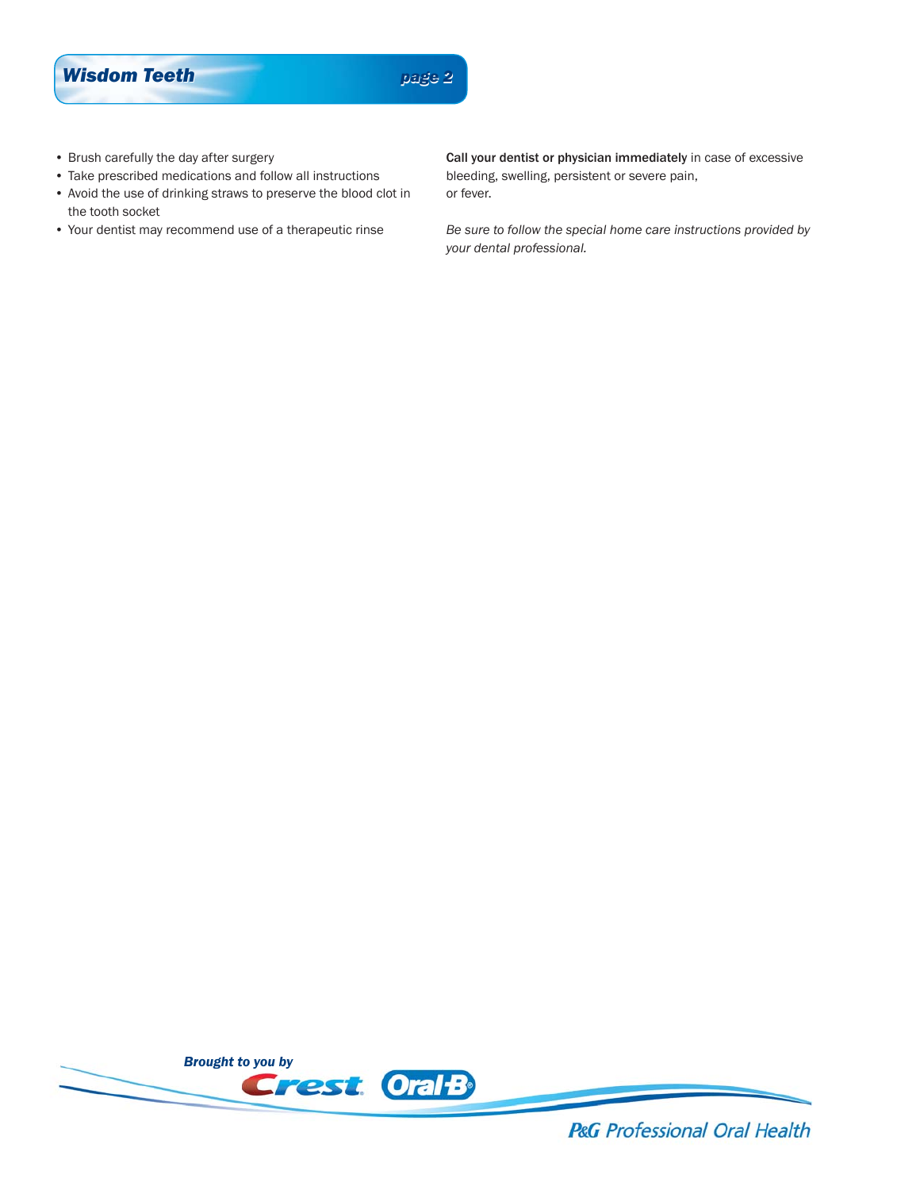- Brush carefully the day after surgery
- Take prescribed medications and follow all instructions
- Avoid the use of drinking straws to preserve the blood clot in the tooth socket
- Your dentist may recommend use of a therapeutic rinse

**Call your dentist or physician immediately** in case of excessive bleeding, swelling, persistent or severe pain, or fever.

*Be sure to follow the special home care instructions provided by your dental professional.*

*Brought to you by* Crest Oral-B

P&G Professional Oral Health